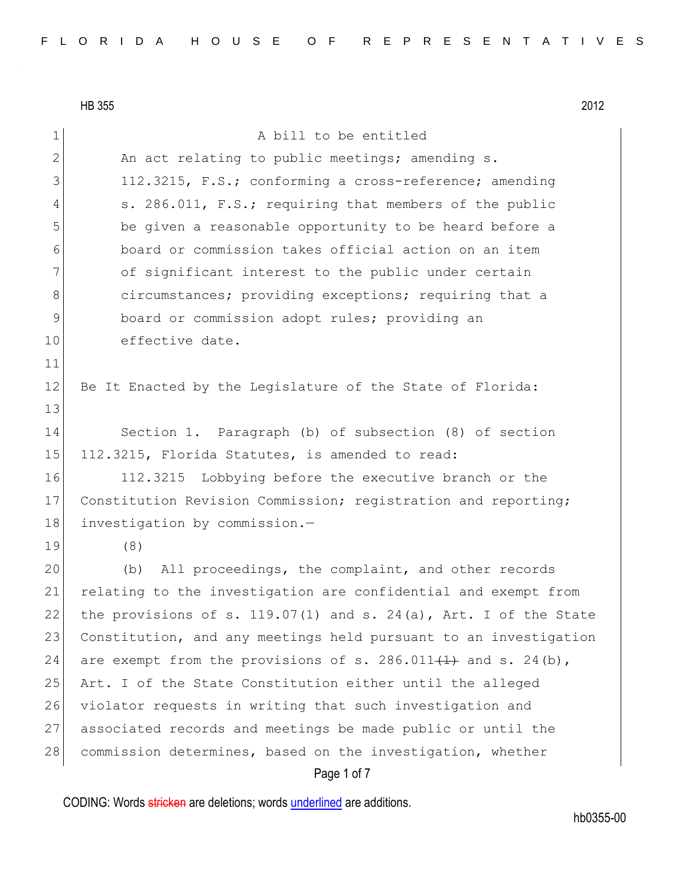HB 355 2012

A bill to be entitled

An act relating to public meetings; amending s. 112.3215, F.S.; conforming a cross-reference; amending s. 286.011, F.S.; requiring that members of the public be given a reasonable opportunity to be heard before a board or commission takes official action on an item of significant interest to the public under certain circumstances; providing exceptions; requiring that a board or commission adopt rules; providing an effective date.

Be It Enacted by the Legislature of the State of Florida:

Section 1. Paragraph (b) of subsection (8) of section 112.3215, Florida Statutes, is amended to read:

112.3215 Lobbying before the executive branch or the Constitution Revision Commission; registration and reporting; investigation by commission.—

(8)

(b) All proceedings, the complaint, and other records relating to the investigation are confidential and exempt from the provisions of s. 119.07(1) and s. 24(a), Art. I of the State Constitution, and any meetings held pursuant to an investigation are exempt from the provisions of s. 286.011~~(1)~~ and s. 24(b), Art. I of the State Constitution either until the alleged violator requests in writing that such investigation and associated records and meetings be made public or until the commission determines, based on the investigation, whether

CODING: Words ~~stricken~~ are deletions; words underlined are additions.

hb0355-00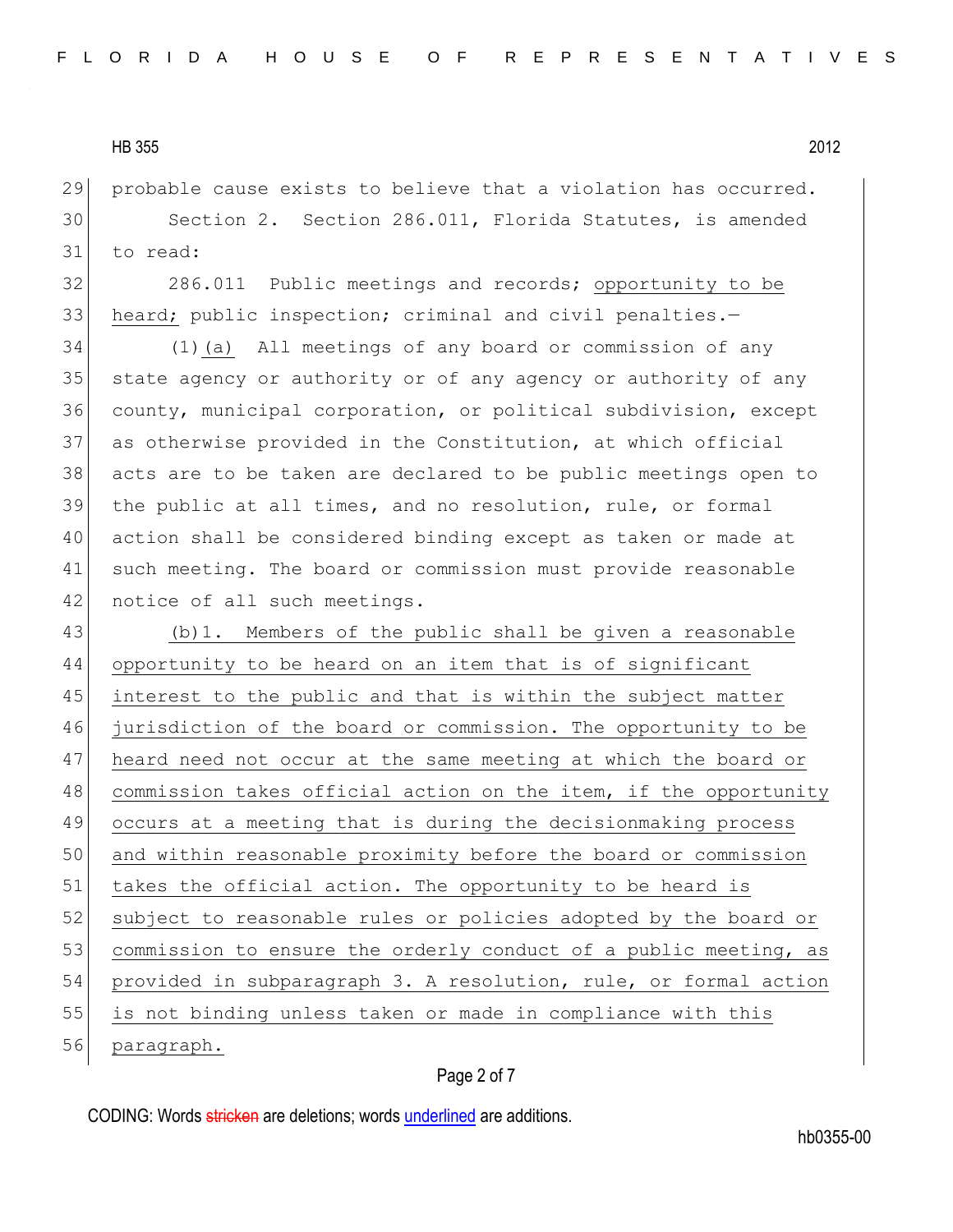probable cause exists to believe that a violation has occurred.

Section 2. Section 286.011, Florida Statutes, is amended to read:

286.011 Public meetings and records; <u>opportunity to be heard;</u> public inspection; criminal and civil penalties.—

(1)<u>(a)</u> All meetings of any board or commission of any state agency or authority or of any agency or authority of any county, municipal corporation, or political subdivision, except as otherwise provided in the Constitution, at which official acts are to be taken are declared to be public meetings open to the public at all times, and no resolution, rule, or formal action shall be considered binding except as taken or made at such meeting. The board or commission must provide reasonable notice of all such meetings.

<u>(b)1. Members of the public shall be given a reasonable opportunity to be heard on an item that is of significant interest to the public and that is within the subject matter jurisdiction of the board or commission. The opportunity to be heard need not occur at the same meeting at which the board or commission takes official action on the item, if the opportunity occurs at a meeting that is during the decisionmaking process and within reasonable proximity before the board or commission takes the official action. The opportunity to be heard is subject to reasonable rules or policies adopted by the board or commission to ensure the orderly conduct of a public meeting, as provided in subparagraph 3. A resolution, rule, or formal action is not binding unless taken or made in compliance with this paragraph.</u>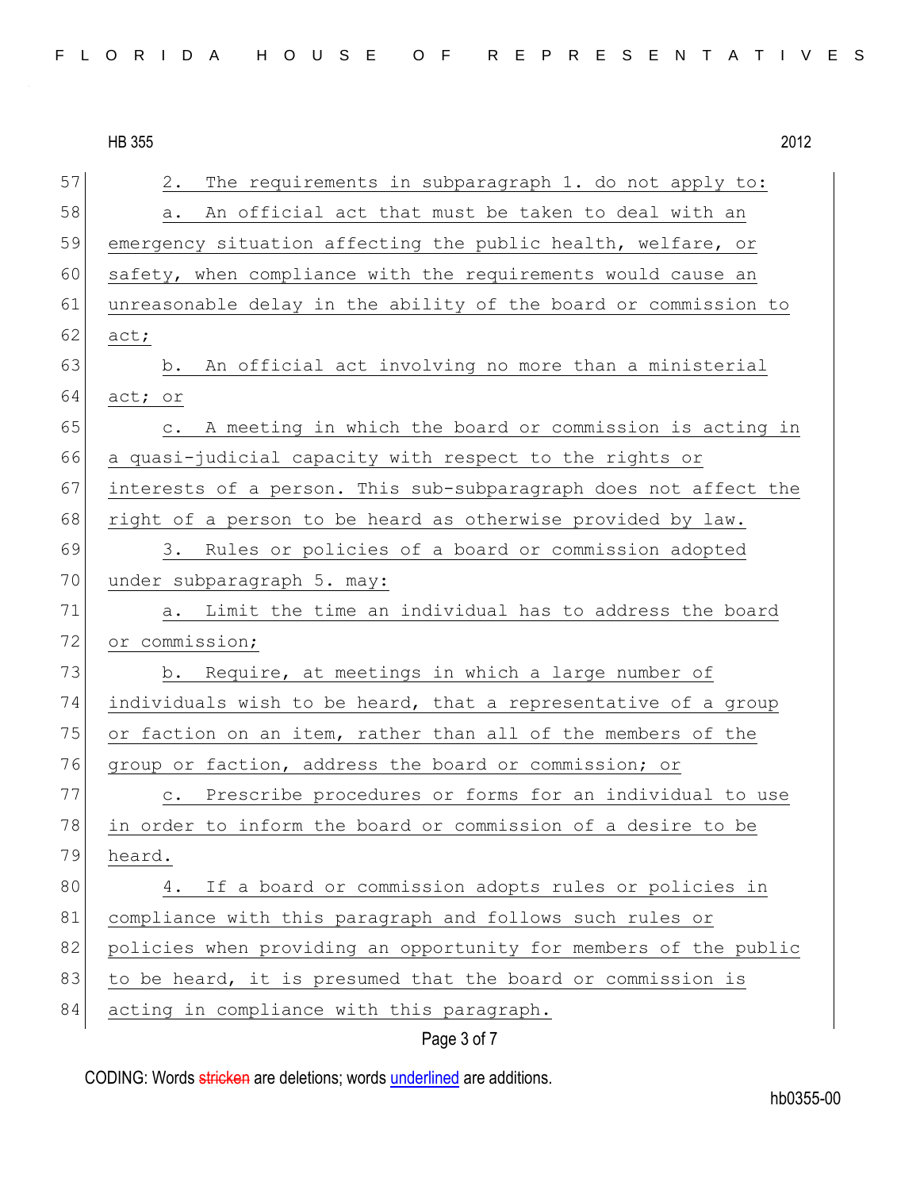2. The requirements in subparagraph 1. do not apply to:

a. An official act that must be taken to deal with an emergency situation affecting the public health, welfare, or safety, when compliance with the requirements would cause an unreasonable delay in the ability of the board or commission to act;

b. An official act involving no more than a ministerial act; or

c. A meeting in which the board or commission is acting in a quasi-judicial capacity with respect to the rights or interests of a person. This sub-subparagraph does not affect the right of a person to be heard as otherwise provided by law.

3. Rules or policies of a board or commission adopted under subparagraph 5. may:

a. Limit the time an individual has to address the board or commission;

b. Require, at meetings in which a large number of individuals wish to be heard, that a representative of a group or faction on an item, rather than all of the members of the group or faction, address the board or commission; or

c. Prescribe procedures or forms for an individual to use in order to inform the board or commission of a desire to be heard.

4. If a board or commission adopts rules or policies in compliance with this paragraph and follows such rules or policies when providing an opportunity for members of the public to be heard, it is presumed that the board or commission is acting in compliance with this paragraph.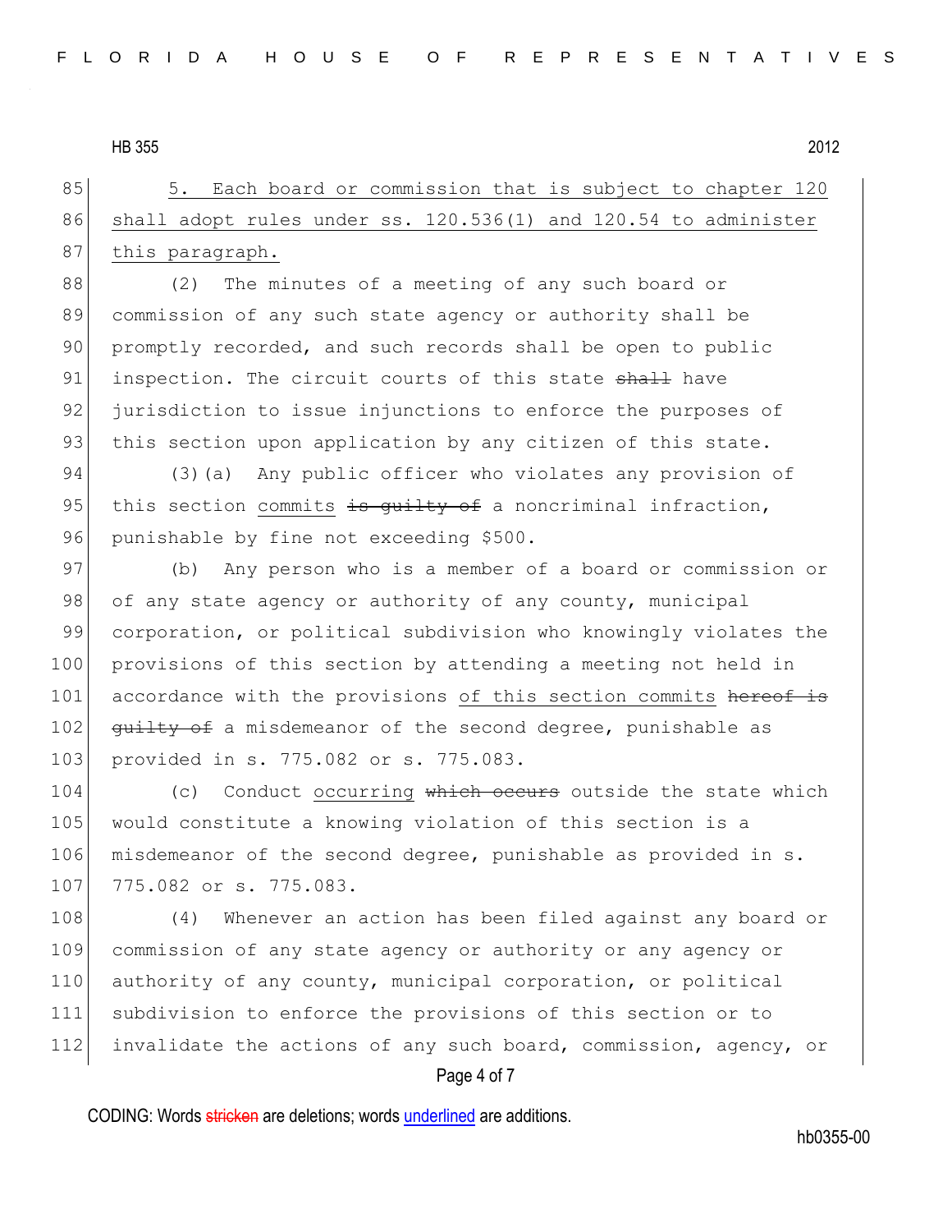5. Each board or commission that is subject to chapter 120 shall adopt rules under ss. 120.536(1) and 120.54 to administer this paragraph.

(2) The minutes of a meeting of any such board or commission of any such state agency or authority shall be promptly recorded, and such records shall be open to public inspection. The circuit courts of this state ~~shall~~ have jurisdiction to issue injunctions to enforce the purposes of this section upon application by any citizen of this state.

(3)(a) Any public officer who violates any provision of this section commits ~~is guilty of~~ a noncriminal infraction, punishable by fine not exceeding $500.

(b) Any person who is a member of a board or commission or of any state agency or authority of any county, municipal corporation, or political subdivision who knowingly violates the provisions of this section by attending a meeting not held in accordance with the provisions of this section commits ~~hereof is guilty of~~ a misdemeanor of the second degree, punishable as provided in s. 775.082 or s. 775.083.

(c) Conduct occurring ~~which occurs~~ outside the state which would constitute a knowing violation of this section is a misdemeanor of the second degree, punishable as provided in s. 775.082 or s. 775.083.

(4) Whenever an action has been filed against any board or commission of any state agency or authority or any agency or authority of any county, municipal corporation, or political subdivision to enforce the provisions of this section or to invalidate the actions of any such board, commission, agency, or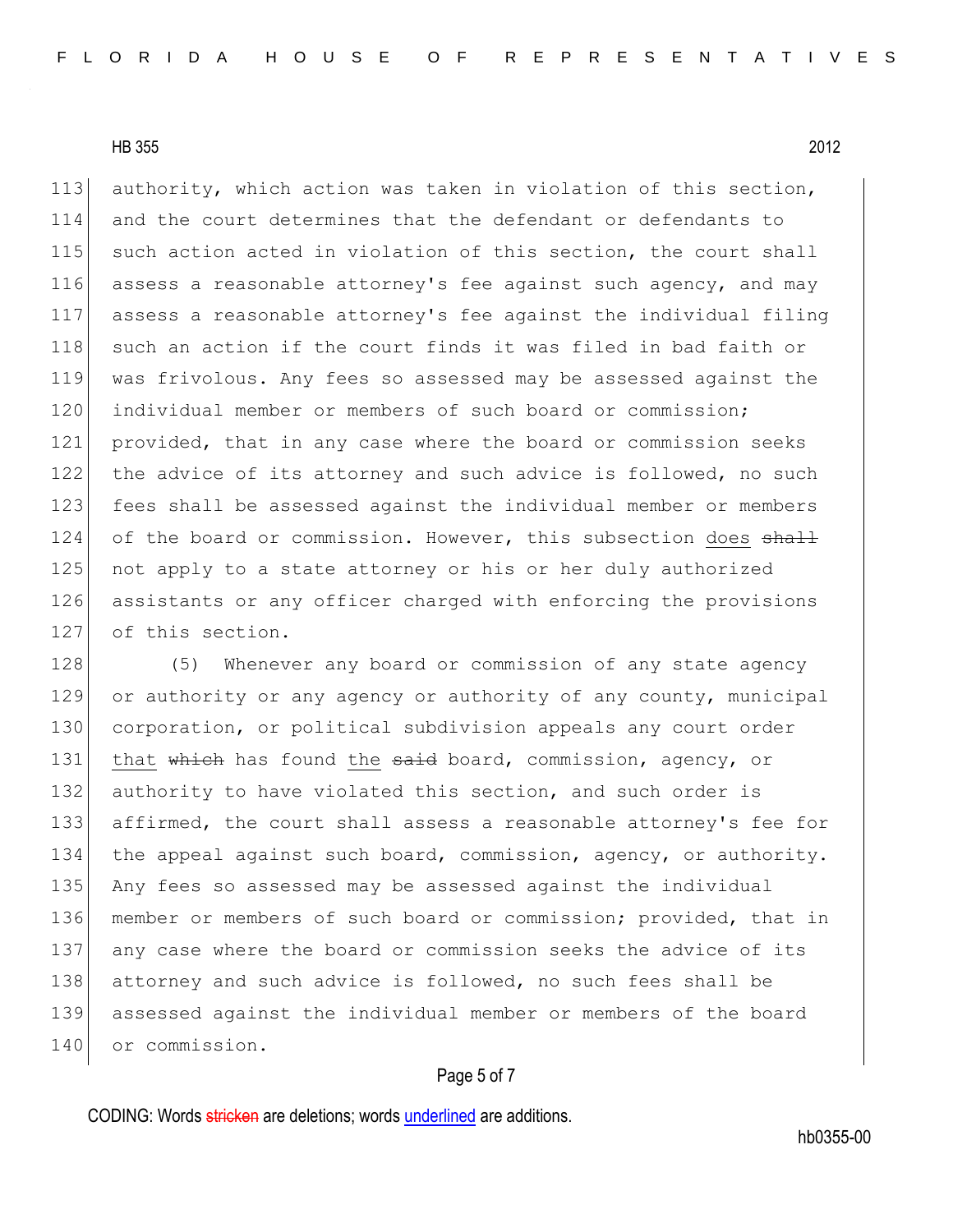authority, which action was taken in violation of this section, and the court determines that the defendant or defendants to such action acted in violation of this section, the court shall assess a reasonable attorney's fee against such agency, and may assess a reasonable attorney's fee against the individual filing such an action if the court finds it was filed in bad faith or was frivolous. Any fees so assessed may be assessed against the individual member or members of such board or commission; provided, that in any case where the board or commission seeks the advice of its attorney and such advice is followed, no such fees shall be assessed against the individual member or members of the board or commission. However, this subsection <u>does</u> ~~shall~~ not apply to a state attorney or his or her duly authorized assistants or any officer charged with enforcing the provisions of this section.

(5) Whenever any board or commission of any state agency or authority or any agency or authority of any county, municipal corporation, or political subdivision appeals any court order <u>that</u> ~~which~~ has found <u>the</u> ~~said~~ board, commission, agency, or authority to have violated this section, and such order is affirmed, the court shall assess a reasonable attorney's fee for the appeal against such board, commission, agency, or authority. Any fees so assessed may be assessed against the individual member or members of such board or commission; provided, that in any case where the board or commission seeks the advice of its attorney and such advice is followed, no such fees shall be assessed against the individual member or members of the board or commission.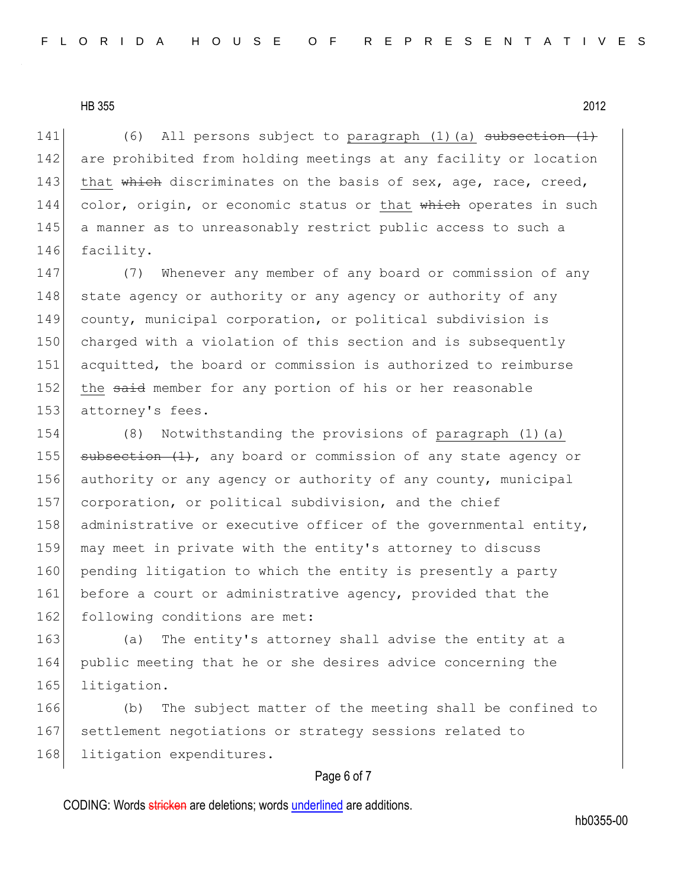(6) All persons subject to <u>paragraph (1)(a)</u> ~~subsection (1)~~ are prohibited from holding meetings at any facility or location <u>that</u> ~~which~~ discriminates on the basis of sex, age, race, creed, color, origin, or economic status or <u>that</u> ~~which~~ operates in such a manner as to unreasonably restrict public access to such a facility.

(7) Whenever any member of any board or commission of any state agency or authority or any agency or authority of any county, municipal corporation, or political subdivision is charged with a violation of this section and is subsequently acquitted, the board or commission is authorized to reimburse <u>the</u> ~~said~~ member for any portion of his or her reasonable attorney's fees.

(8) Notwithstanding the provisions of <u>paragraph (1)(a)</u> ~~subsection (1)~~, any board or commission of any state agency or authority or any agency or authority of any county, municipal corporation, or political subdivision, and the chief administrative or executive officer of the governmental entity, may meet in private with the entity's attorney to discuss pending litigation to which the entity is presently a party before a court or administrative agency, provided that the following conditions are met:

(a) The entity's attorney shall advise the entity at a public meeting that he or she desires advice concerning the litigation.

(b) The subject matter of the meeting shall be confined to settlement negotiations or strategy sessions related to litigation expenditures.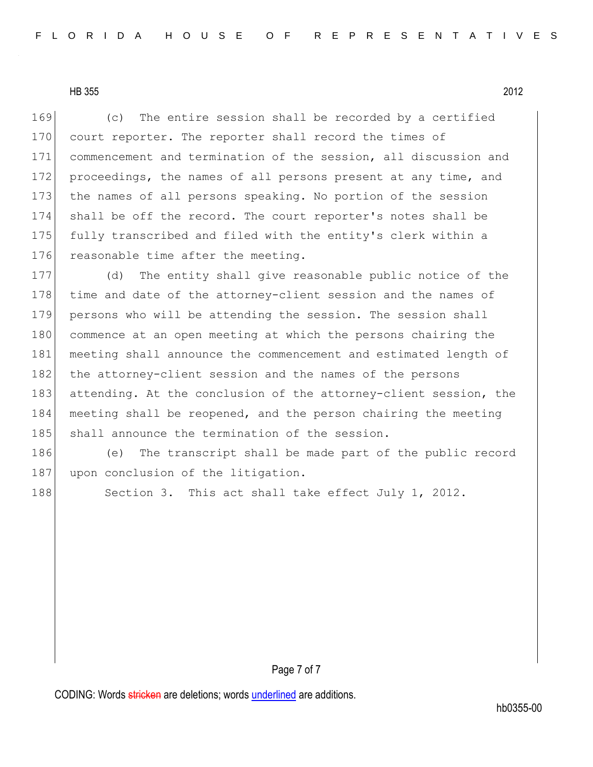(c) The entire session shall be recorded by a certified court reporter. The reporter shall record the times of commencement and termination of the session, all discussion and proceedings, the names of all persons present at any time, and the names of all persons speaking. No portion of the session shall be off the record. The court reporter's notes shall be fully transcribed and filed with the entity's clerk within a reasonable time after the meeting.

(d) The entity shall give reasonable public notice of the time and date of the attorney-client session and the names of persons who will be attending the session. The session shall commence at an open meeting at which the persons chairing the meeting shall announce the commencement and estimated length of the attorney-client session and the names of the persons attending. At the conclusion of the attorney-client session, the meeting shall be reopened, and the person chairing the meeting shall announce the termination of the session.

(e) The transcript shall be made part of the public record upon conclusion of the litigation.

Section 3. This act shall take effect July 1, 2012.